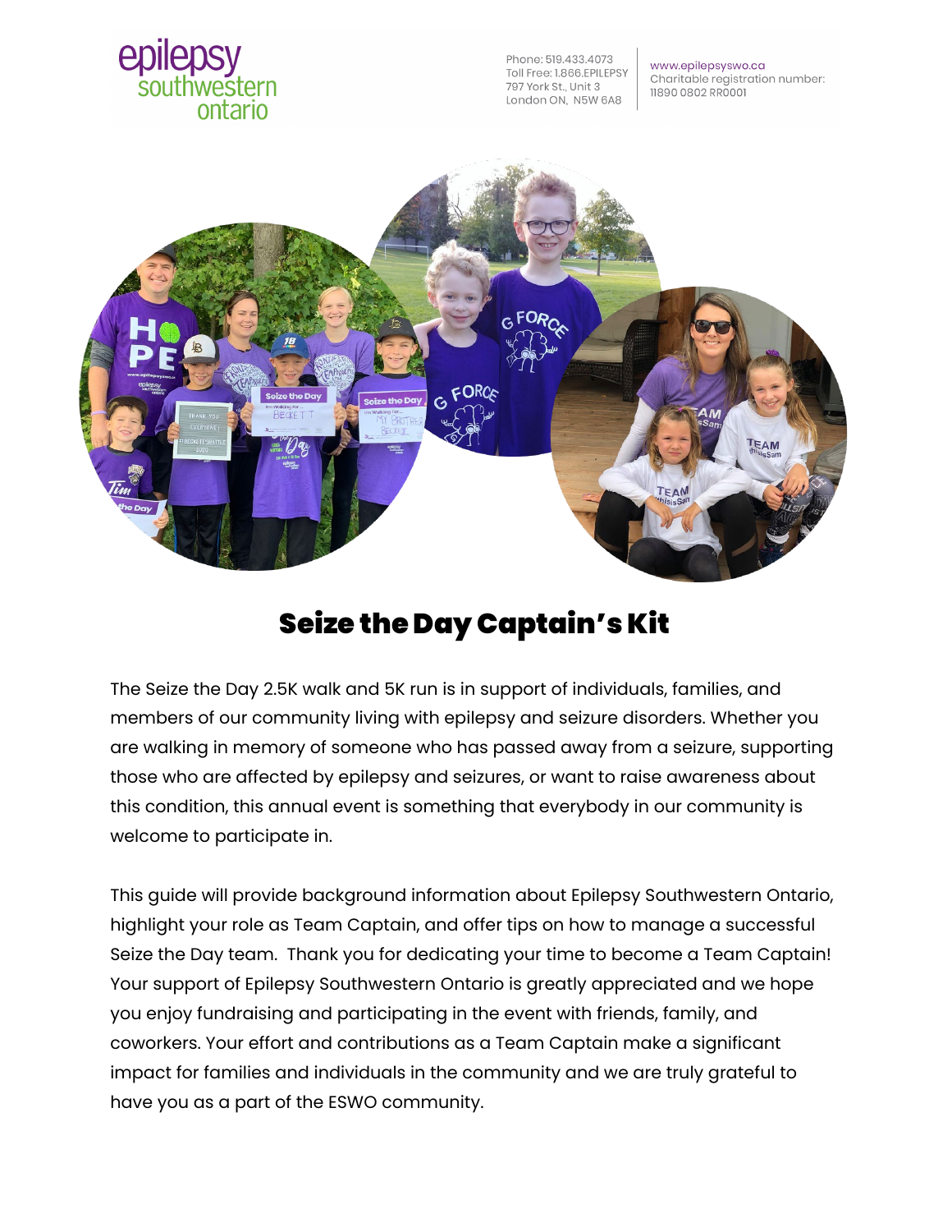epilepsy southwestern ontario

Phone: 519.433.4073
Toll Free: 1.866.EPILEPSY
797 York St., Unit 3
London ON, N5W 6A8

www.epilepsyswo.ca
Charitable registration number:
11890 0802 RR0001

# Seize the Day Captain's Kit

The Seize the Day 2.5K walk and 5K run is in support of individuals, families, and members of our community living with epilepsy and seizure disorders. Whether you are walking in memory of someone who has passed away from a seizure, supporting those who are affected by epilepsy and seizures, or want to raise awareness about this condition, this annual event is something that everybody in our community is welcome to participate in.

This guide will provide background information about Epilepsy Southwestern Ontario, highlight your role as Team Captain, and offer tips on how to manage a successful Seize the Day team. Thank you for dedicating your time to become a Team Captain! Your support of Epilepsy Southwestern Ontario is greatly appreciated and we hope you enjoy fundraising and participating in the event with friends, family, and coworkers. Your effort and contributions as a Team Captain make a significant impact for families and individuals in the community and we are truly grateful to have you as a part of the ESWO community.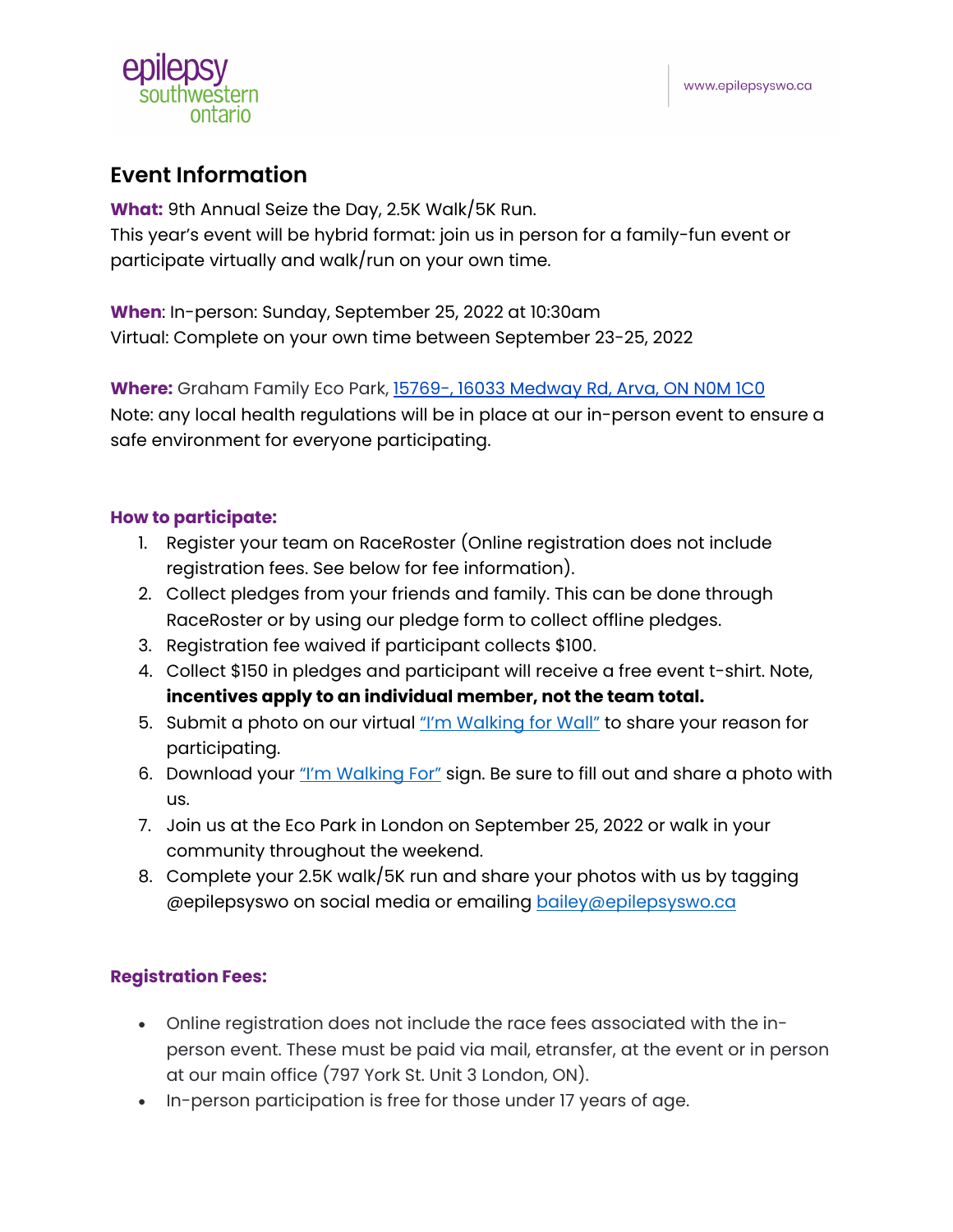## Event Information

**What:** 9th Annual Seize the Day, 2.5K Walk/5K Run.
This year's event will be hybrid format: join us in person for a family-fun event or participate virtually and walk/run on your own time.

**When**: In-person: Sunday, September 25, 2022 at 10:30am
Virtual: Complete on your own time between September 23-25, 2022

**Where:** Graham Family Eco Park, 15769-, 16033 Medway Rd, Arva, ON N0M 1C0
Note: any local health regulations will be in place at our in-person event to ensure a safe environment for everyone participating.

**How to participate:**

1. Register your team on RaceRoster (Online registration does not include registration fees. See below for fee information).
2. Collect pledges from your friends and family. This can be done through RaceRoster or by using our pledge form to collect offline pledges.
3. Registration fee waived if participant collects $100.
4. Collect $150 in pledges and participant will receive a free event t-shirt. Note, **incentives apply to an individual member, not the team total.**
5. Submit a photo on our virtual "I'm Walking for Wall" to share your reason for participating.
6. Download your "I'm Walking For" sign. Be sure to fill out and share a photo with us.
7. Join us at the Eco Park in London on September 25, 2022 or walk in your community throughout the weekend.
8. Complete your 2.5K walk/5K run and share your photos with us by tagging @epilepsyswo on social media or emailing bailey@epilepsyswo.ca

**Registration Fees:**

- Online registration does not include the race fees associated with the in-person event. These must be paid via mail, etransfer, at the event or in person at our main office (797 York St. Unit 3 London, ON).
- In-person participation is free for those under 17 years of age.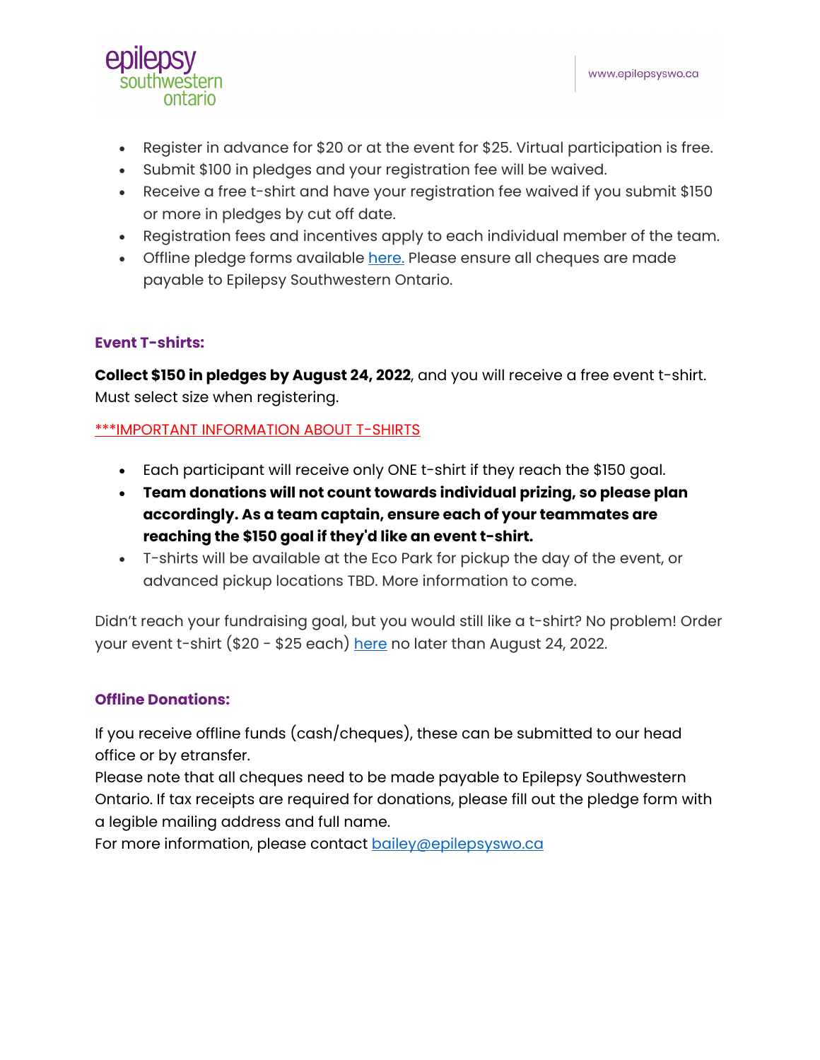- Register in advance for $20 or at the event for $25. Virtual participation is free.
- Submit $100 in pledges and your registration fee will be waived.
- Receive a free t-shirt and have your registration fee waived if you submit $150 or more in pledges by cut off date.
- Registration fees and incentives apply to each individual member of the team.
- Offline pledge forms available here. Please ensure all cheques are made payable to Epilepsy Southwestern Ontario.

### Event T-shirts:

**Collect $150 in pledges by August 24, 2022**, and you will receive a free event t-shirt. Must select size when registering.

***IMPORTANT INFORMATION ABOUT T-SHIRTS

- Each participant will receive only ONE t-shirt if they reach the $150 goal.
- **Team donations will not count towards individual prizing, so please plan accordingly. As a team captain, ensure each of your teammates are reaching the $150 goal if they'd like an event t-shirt.**
- T-shirts will be available at the Eco Park for pickup the day of the event, or advanced pickup locations TBD. More information to come.

Didn't reach your fundraising goal, but you would still like a t-shirt? No problem! Order your event t-shirt ($20 - $25 each) here no later than August 24, 2022.

### Offline Donations:

If you receive offline funds (cash/cheques), these can be submitted to our head office or by etransfer.
Please note that all cheques need to be made payable to Epilepsy Southwestern Ontario. If tax receipts are required for donations, please fill out the pledge form with a legible mailing address and full name.
For more information, please contact bailey@epilepsyswo.ca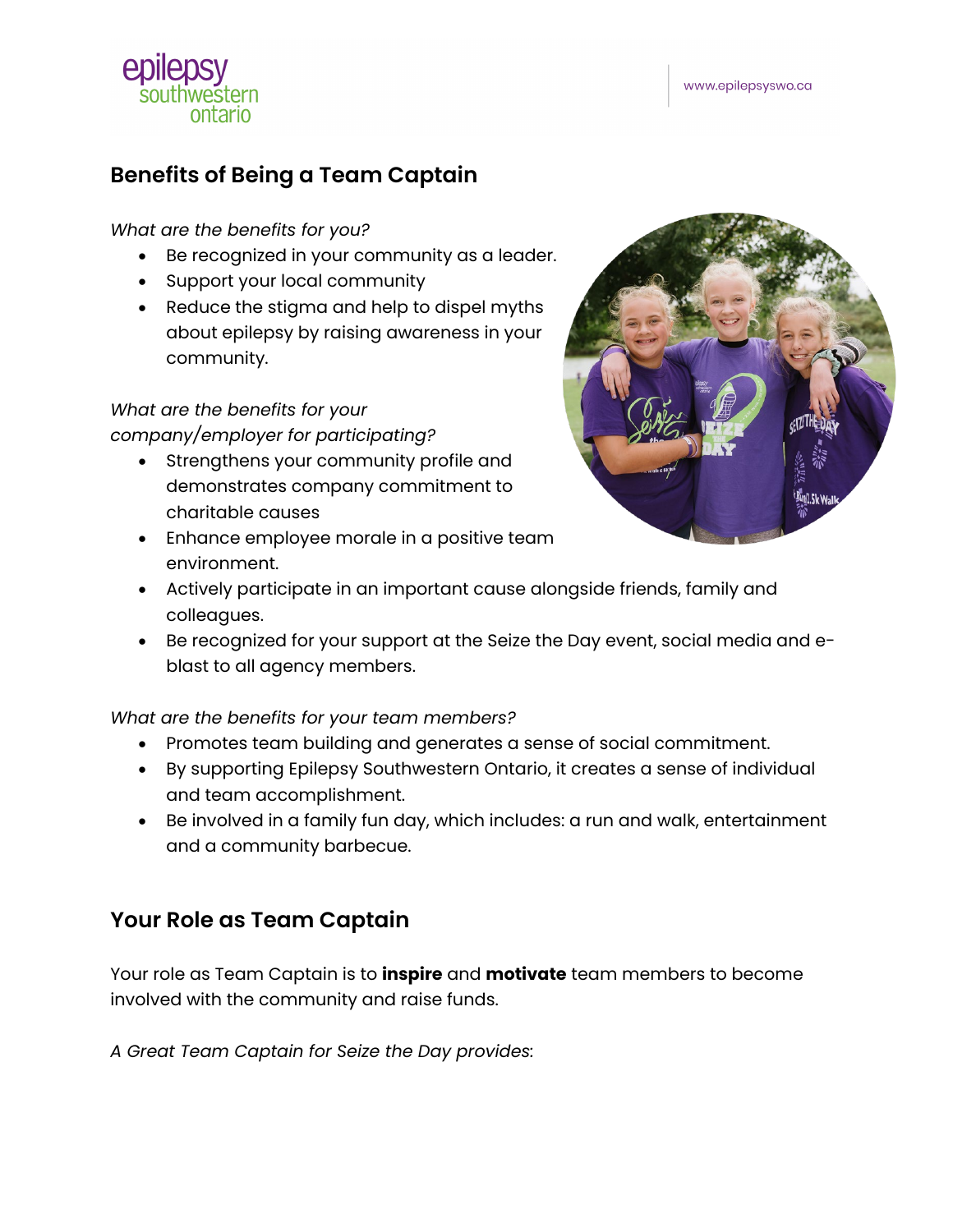## Benefits of Being a Team Captain

*What are the benefits for you?*

- Be recognized in your community as a leader.
- Support your local community
- Reduce the stigma and help to dispel myths about epilepsy by raising awareness in your community.

*What are the benefits for your company/employer for participating?*

- Strengthens your community profile and demonstrates company commitment to charitable causes
- Enhance employee morale in a positive team environment.
- Actively participate in an important cause alongside friends, family and colleagues.
- Be recognized for your support at the Seize the Day event, social media and e-blast to all agency members.

*What are the benefits for your team members?*

- Promotes team building and generates a sense of social commitment.
- By supporting Epilepsy Southwestern Ontario, it creates a sense of individual and team accomplishment.
- Be involved in a family fun day, which includes: a run and walk, entertainment and a community barbecue.

## Your Role as Team Captain

Your role as Team Captain is to **inspire** and **motivate** team members to become involved with the community and raise funds.

*A Great Team Captain for Seize the Day provides*: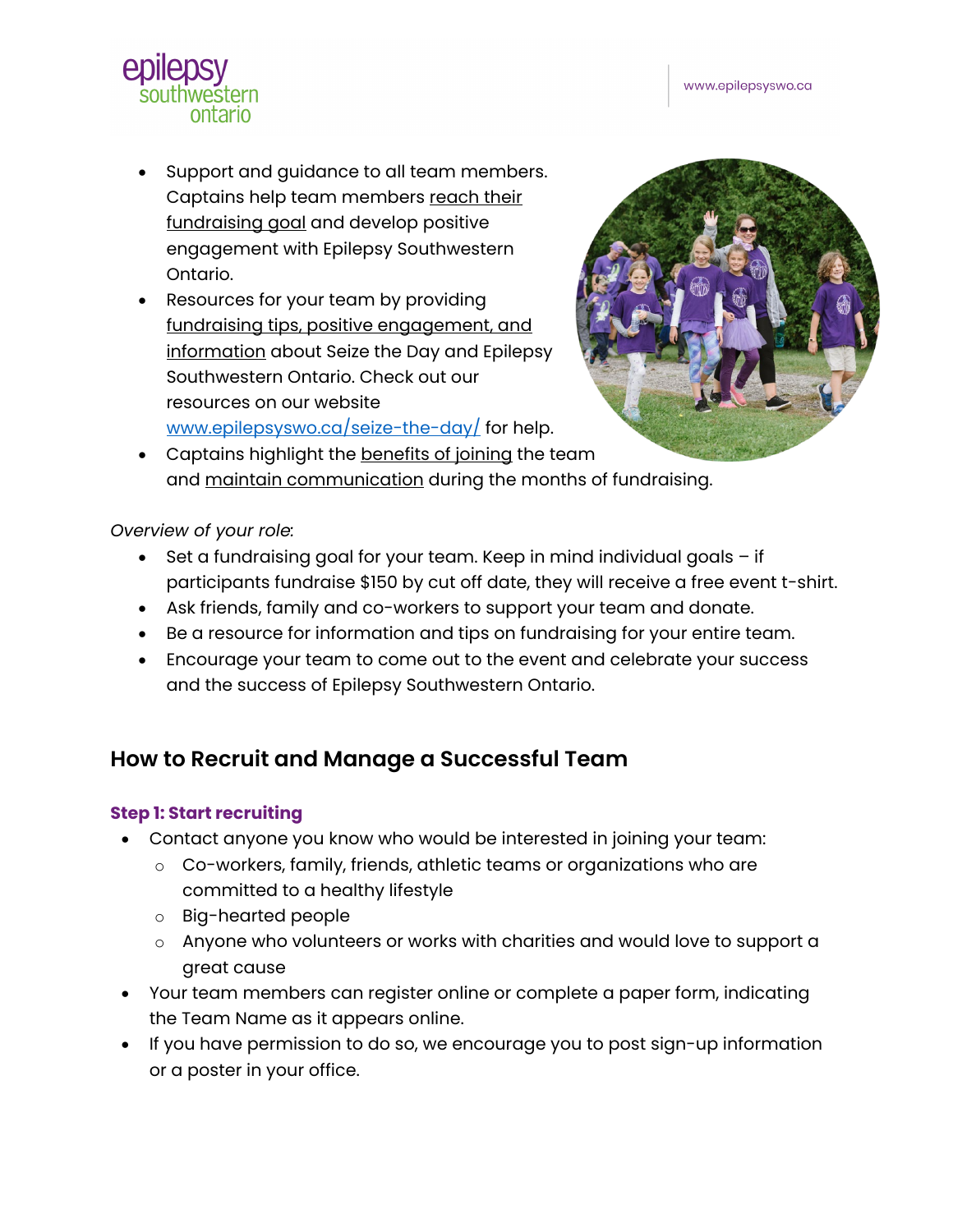- Support and guidance to all team members. Captains help team members reach their fundraising goal and develop positive engagement with Epilepsy Southwestern Ontario.
- Resources for your team by providing fundraising tips, positive engagement, and information about Seize the Day and Epilepsy Southwestern Ontario. Check out our resources on our website [www.epilepsyswo.ca/seize-the-day/](www.epilepsyswo.ca/seize-the-day/) for help.
- Captains highlight the benefits of joining the team and maintain communication during the months of fundraising.

*Overview of your role*:

- Set a fundraising goal for your team. Keep in mind individual goals – if participants fundraise $150 by cut off date, they will receive a free event t-shirt.
- Ask friends, family and co-workers to support your team and donate.
- Be a resource for information and tips on fundraising for your entire team.
- Encourage your team to come out to the event and celebrate your success and the success of Epilepsy Southwestern Ontario.

## How to Recruit and Manage a Successful Team

### Step 1: Start recruiting

- Contact anyone you know who would be interested in joining your team:
  - Co-workers, family, friends, athletic teams or organizations who are committed to a healthy lifestyle
  - Big-hearted people
  - Anyone who volunteers or works with charities and would love to support a great cause
- Your team members can register online or complete a paper form, indicating the Team Name as it appears online.
- If you have permission to do so, we encourage you to post sign-up information or a poster in your office.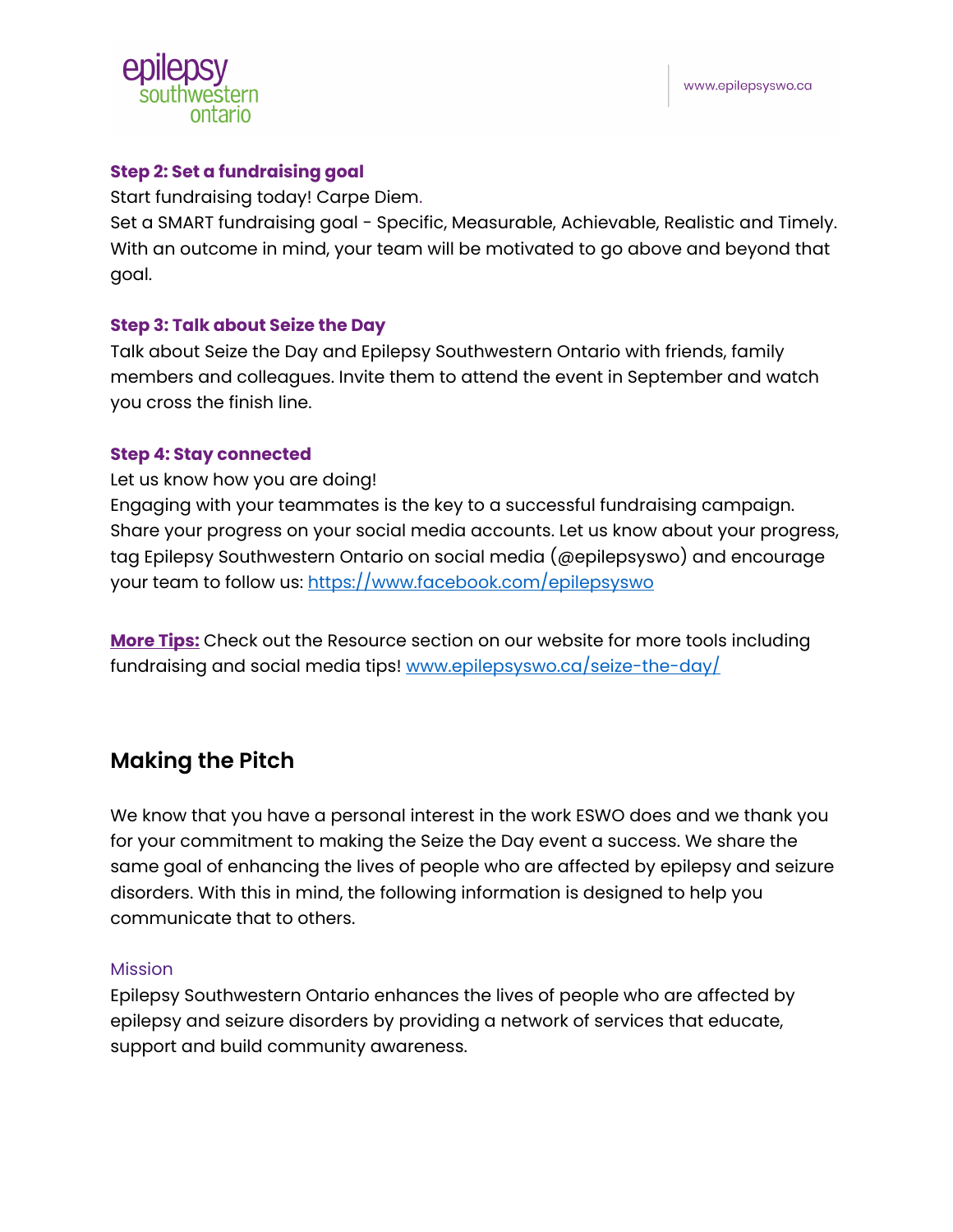### Step 2: Set a fundraising goal

Start fundraising today! Carpe Diem.

Set a SMART fundraising goal - Specific, Measurable, Achievable, Realistic and Timely. With an outcome in mind, your team will be motivated to go above and beyond that goal.

### Step 3: Talk about Seize the Day

Talk about Seize the Day and Epilepsy Southwestern Ontario with friends, family members and colleagues. Invite them to attend the event in September and watch you cross the finish line.

### Step 4: Stay connected

Let us know how you are doing!

Engaging with your teammates is the key to a successful fundraising campaign. Share your progress on your social media accounts. Let us know about your progress, tag Epilepsy Southwestern Ontario on social media (@epilepsyswo) and encourage your team to follow us: [https://www.facebook.com/epilepsyswo](https://www.facebook.com/epilepsyswo)

**More Tips:** Check out the Resource section on our website for more tools including fundraising and social media tips! [www.epilepsyswo.ca/seize-the-day/](www.epilepsyswo.ca/seize-the-day/)

## Making the Pitch

We know that you have a personal interest in the work ESWO does and we thank you for your commitment to making the Seize the Day event a success. We share the same goal of enhancing the lives of people who are affected by epilepsy and seizure disorders. With this in mind, the following information is designed to help you communicate that to others.

### Mission

Epilepsy Southwestern Ontario enhances the lives of people who are affected by epilepsy and seizure disorders by providing a network of services that educate, support and build community awareness.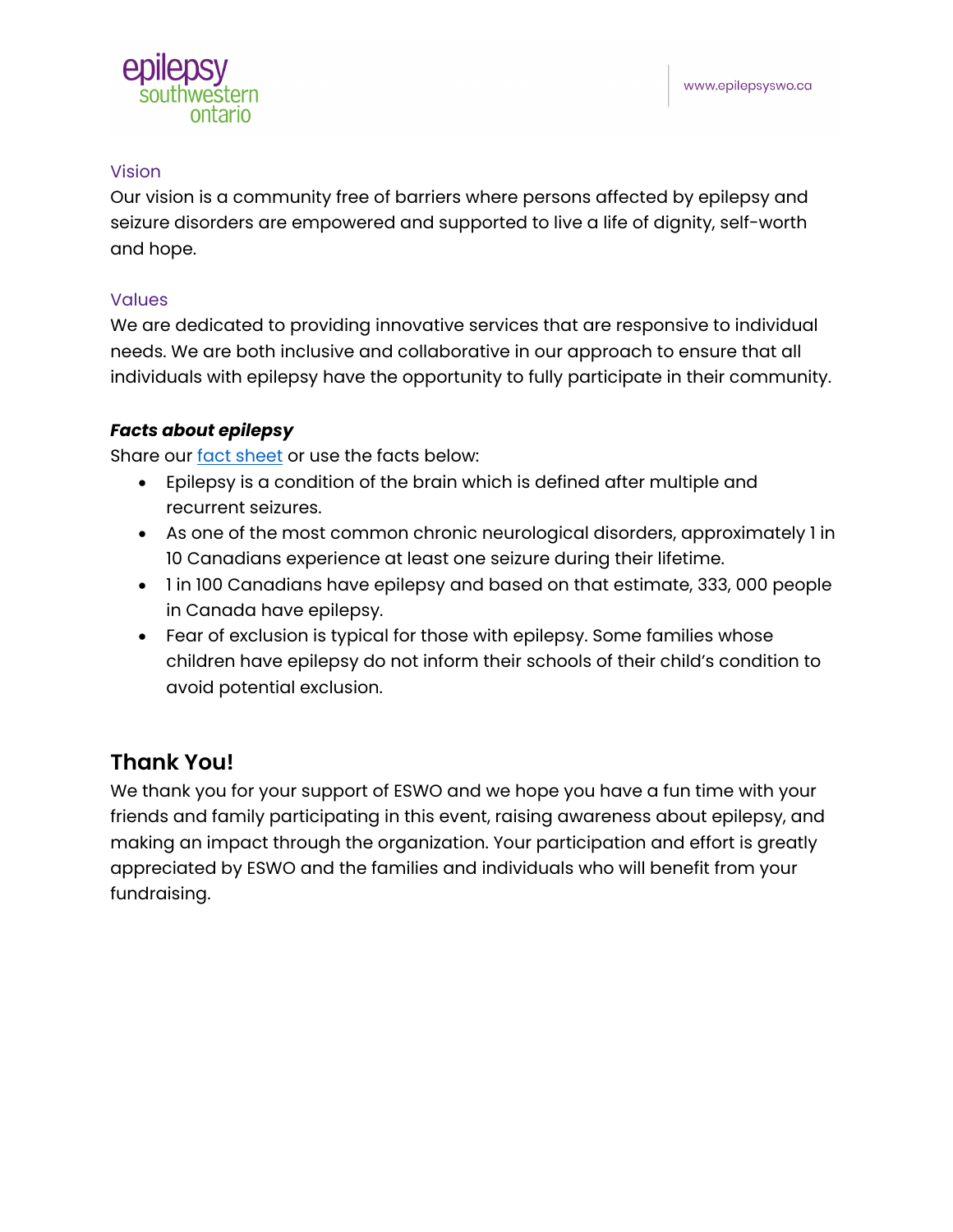### Vision

Our vision is a community free of barriers where persons affected by epilepsy and seizure disorders are empowered and supported to live a life of dignity, self-worth and hope.

### Values

We are dedicated to providing innovative services that are responsive to individual needs. We are both inclusive and collaborative in our approach to ensure that all individuals with epilepsy have the opportunity to fully participate in their community.

***Facts about epilepsy***

Share our fact sheet or use the facts below:

- Epilepsy is a condition of the brain which is defined after multiple and recurrent seizures.
- As one of the most common chronic neurological disorders, approximately 1 in 10 Canadians experience at least one seizure during their lifetime.
- 1 in 100 Canadians have epilepsy and based on that estimate, 333, 000 people in Canada have epilepsy.
- Fear of exclusion is typical for those with epilepsy. Some families whose children have epilepsy do not inform their schools of their child's condition to avoid potential exclusion.

## Thank You!

We thank you for your support of ESWO and we hope you have a fun time with your friends and family participating in this event, raising awareness about epilepsy, and making an impact through the organization. Your participation and effort is greatly appreciated by ESWO and the families and individuals who will benefit from your fundraising.